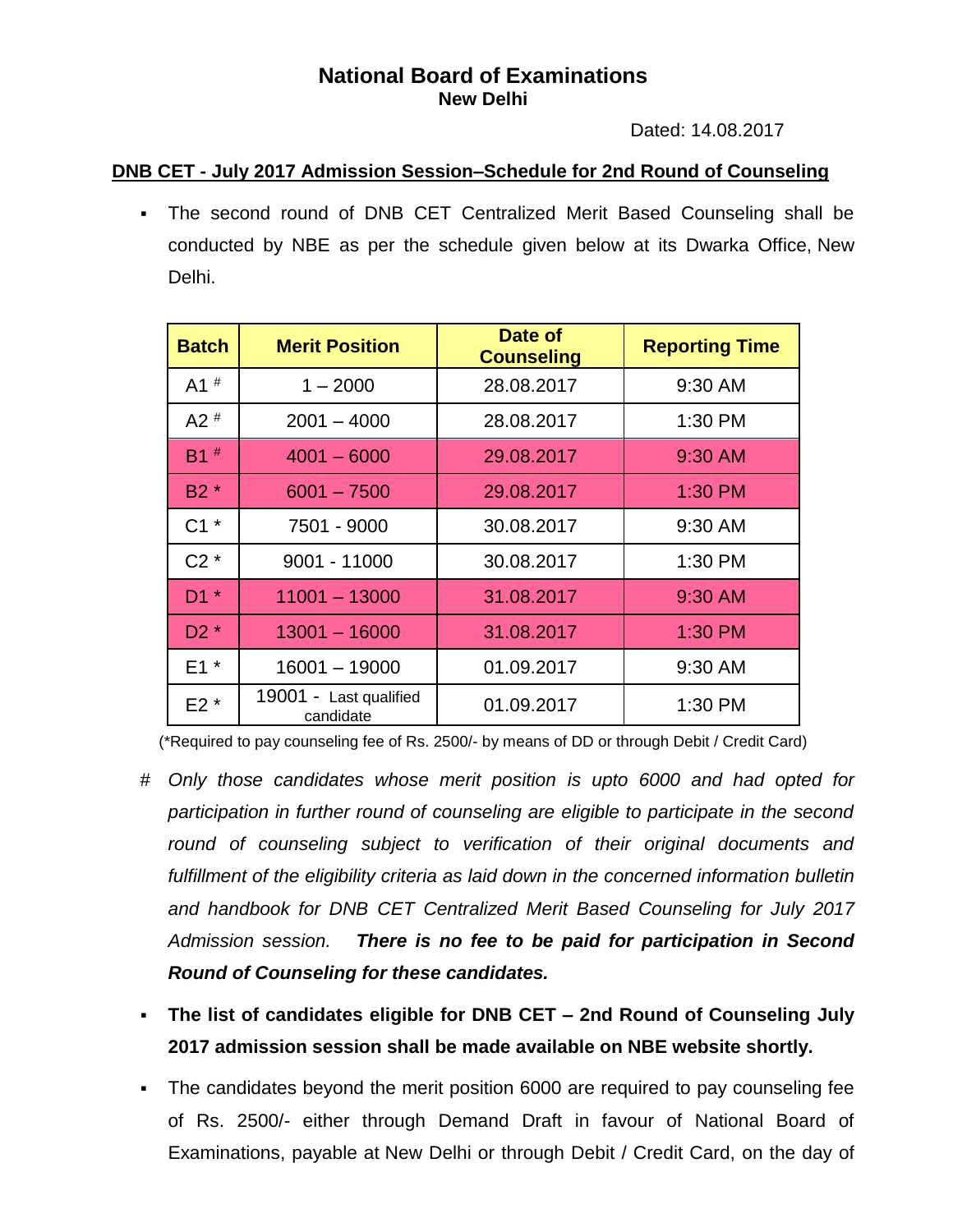# National Board of Examinations
## New Delhi

Dated: 14.08.2017

**DNB CET - July 2017 Admission Session–Schedule for 2nd Round of Counseling**

- The second round of DNB CET Centralized Merit Based Counseling shall be conducted by NBE as per the schedule given below at its Dwarka Office, New Delhi.

| Batch | Merit Position | Date of Counseling | Reporting Time |
|---|---|---|---|
| A1 # | 1 – 2000 | 28.08.2017 | 9:30 AM |
| A2 # | 2001 – 4000 | 28.08.2017 | 1:30 PM |
| B1 # | 4001 – 6000 | 29.08.2017 | 9:30 AM |
| B2 * | 6001 – 7500 | 29.08.2017 | 1:30 PM |
| C1 * | 7501 - 9000 | 30.08.2017 | 9:30 AM |
| C2 * | 9001 - 11000 | 30.08.2017 | 1:30 PM |
| D1 * | 11001 – 13000 | 31.08.2017 | 9:30 AM |
| D2 * | 13001 – 16000 | 31.08.2017 | 1:30 PM |
| E1 * | 16001 – 19000 | 01.09.2017 | 9:30 AM |
| E2 * | 19001 - Last qualified candidate | 01.09.2017 | 1:30 PM |

(*Required to pay counseling fee of Rs. 2500/- by means of DD or through Debit / Credit Card)

# *Only those candidates whose merit position is upto 6000 and had opted for participation in further round of counseling are eligible to participate in the second round of counseling subject to verification of their original documents and fulfillment of the eligibility criteria as laid down in the concerned information bulletin and handbook for DNB CET Centralized Merit Based Counseling for July 2017 Admission session.* ***There is no fee to be paid for participation in Second Round of Counseling for these candidates.***

- **The list of candidates eligible for DNB CET – 2nd Round of Counseling July 2017 admission session shall be made available on NBE website shortly.**
- The candidates beyond the merit position 6000 are required to pay counseling fee of Rs. 2500/- either through Demand Draft in favour of National Board of Examinations, payable at New Delhi or through Debit / Credit Card, on the day of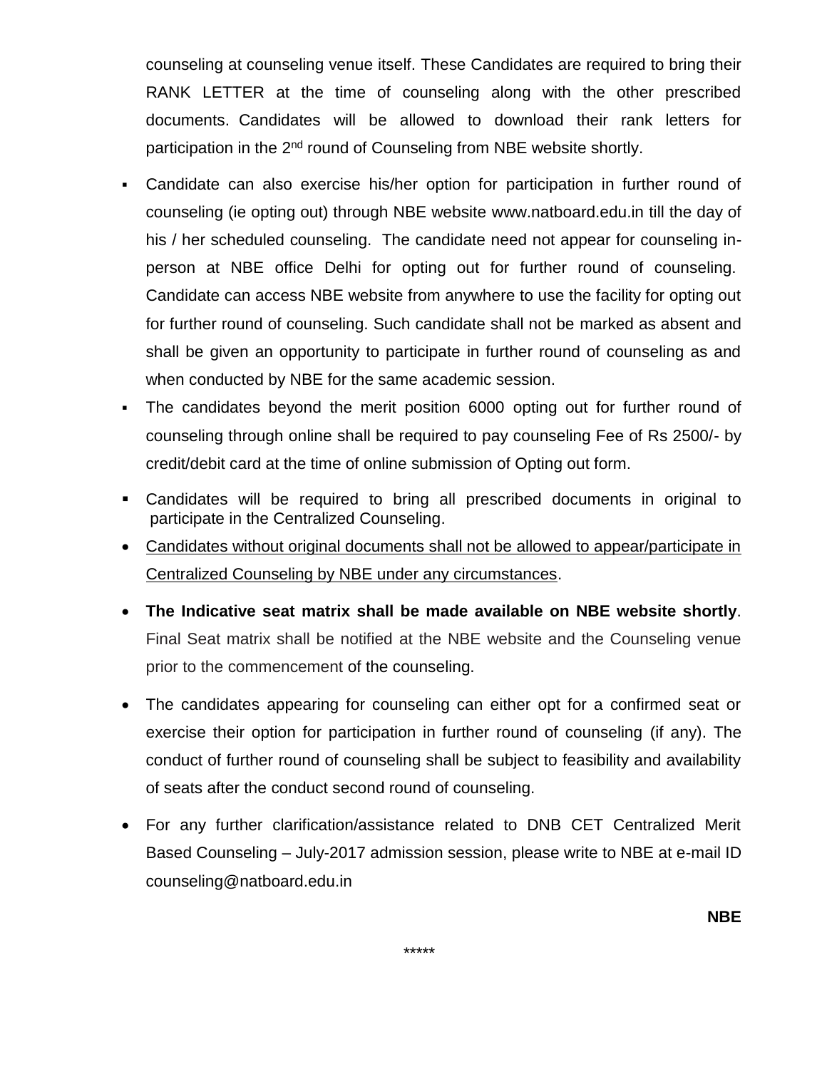counseling at counseling venue itself. These Candidates are required to bring their RANK LETTER at the time of counseling along with the other prescribed documents. Candidates will be allowed to download their rank letters for participation in the 2nd round of Counseling from NBE website shortly.

- Candidate can also exercise his/her option for participation in further round of counseling (ie opting out) through NBE website www.natboard.edu.in till the day of his / her scheduled counseling. The candidate need not appear for counseling in-person at NBE office Delhi for opting out for further round of counseling. Candidate can access NBE website from anywhere to use the facility for opting out for further round of counseling. Such candidate shall not be marked as absent and shall be given an opportunity to participate in further round of counseling as and when conducted by NBE for the same academic session.
- The candidates beyond the merit position 6000 opting out for further round of counseling through online shall be required to pay counseling Fee of Rs 2500/- by credit/debit card at the time of online submission of Opting out form.
- Candidates will be required to bring all prescribed documents in original to participate in the Centralized Counseling.
- Candidates without original documents shall not be allowed to appear/participate in Centralized Counseling by NBE under any circumstances.
- **The Indicative seat matrix shall be made available on NBE website shortly**. Final Seat matrix shall be notified at the NBE website and the Counseling venue prior to the commencement of the counseling.
- The candidates appearing for counseling can either opt for a confirmed seat or exercise their option for participation in further round of counseling (if any). The conduct of further round of counseling shall be subject to feasibility and availability of seats after the conduct second round of counseling.
- For any further clarification/assistance related to DNB CET Centralized Merit Based Counseling – July-2017 admission session, please write to NBE at e-mail ID counseling@natboard.edu.in

**NBE**

*****